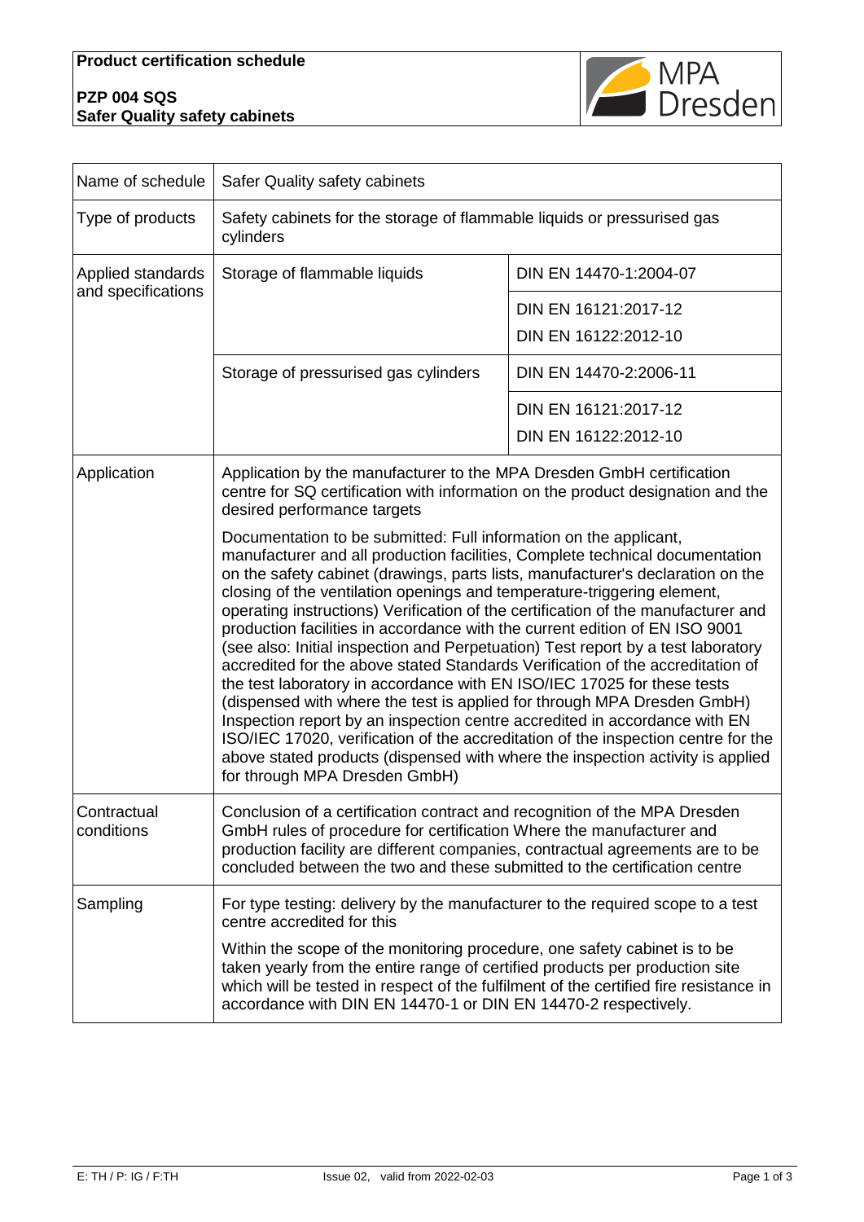**Product certification schedule**

**PZP 004 SQS**
**Safer Quality safety cabinets**

| | | |
|---|---|---|
| Name of schedule | Safer Quality safety cabinets | |
| Type of products | Safety cabinets for the storage of flammable liquids or pressurised gas cylinders | |
| Applied standards and specifications | Storage of flammable liquids | DIN EN 14470-1:2004-07 |
| | | DIN EN 16121:2017-12<br>DIN EN 16122:2012-10 |
| | Storage of pressurised gas cylinders | DIN EN 14470-2:2006-11 |
| | | DIN EN 16121:2017-12<br>DIN EN 16122:2012-10 |
| Application | Application by the manufacturer to the MPA Dresden GmbH certification centre for SQ certification with information on the product designation and the desired performance targets<br><br>Documentation to be submitted: Full information on the applicant, manufacturer and all production facilities, Complete technical documentation on the safety cabinet (drawings, parts lists, manufacturer's declaration on the closing of the ventilation openings and temperature-triggering element, operating instructions) Verification of the certification of the manufacturer and production facilities in accordance with the current edition of EN ISO 9001 (see also: Initial inspection and Perpetuation) Test report by a test laboratory accredited for the above stated Standards Verification of the accreditation of the test laboratory in accordance with EN ISO/IEC 17025 for these tests (dispensed with where the test is applied for through MPA Dresden GmbH) Inspection report by an inspection centre accredited in accordance with EN ISO/IEC 17020, verification of the accreditation of the inspection centre for the above stated products (dispensed with where the inspection activity is applied for through MPA Dresden GmbH) | |
| Contractual conditions | Conclusion of a certification contract and recognition of the MPA Dresden GmbH rules of procedure for certification Where the manufacturer and production facility are different companies, contractual agreements are to be concluded between the two and these submitted to the certification centre | |
| Sampling | For type testing: delivery by the manufacturer to the required scope to a test centre accredited for this<br><br>Within the scope of the monitoring procedure, one safety cabinet is to be taken yearly from the entire range of certified products per production site which will be tested in respect of the fulfilment of the certified fire resistance in accordance with DIN EN 14470-1 or DIN EN 14470-2 respectively. | |

E: TH / P: IG / F:TH Issue 02, valid from 2022-02-03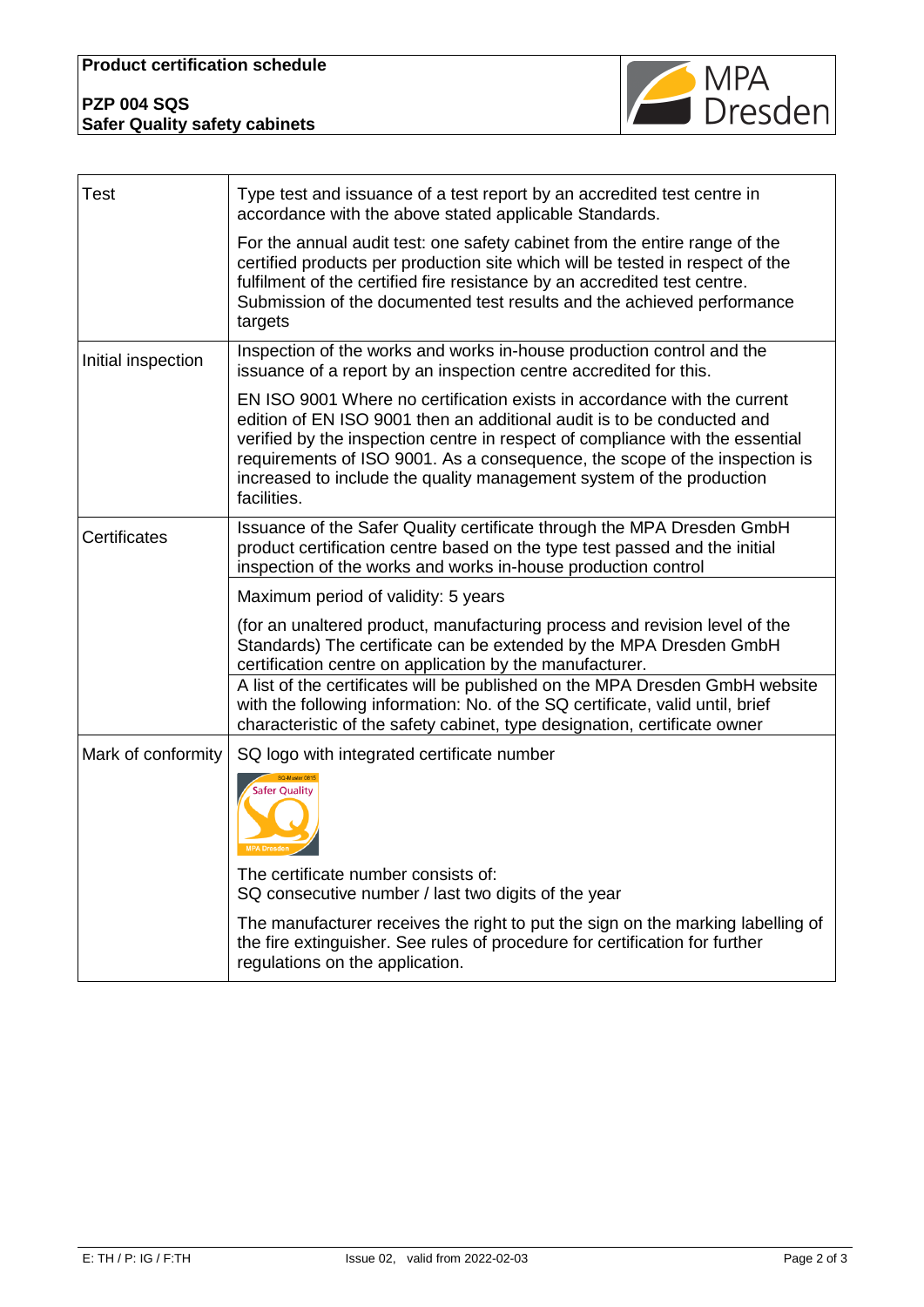| Test | Type test and issuance of a test report by an accredited test centre in accordance with the above stated applicable Standards.<br><br>For the annual audit test: one safety cabinet from the entire range of the certified products per production site which will be tested in respect of the fulfilment of the certified fire resistance by an accredited test centre. Submission of the documented test results and the achieved performance targets |
|---|---|
| Initial inspection | Inspection of the works and works in-house production control and the issuance of a report by an inspection centre accredited for this.<br><br>EN ISO 9001 Where no certification exists in accordance with the current edition of EN ISO 9001 then an additional audit is to be conducted and verified by the inspection centre in respect of compliance with the essential requirements of ISO 9001. As a consequence, the scope of the inspection is increased to include the quality management system of the production facilities. |
| Certificates | Issuance of the Safer Quality certificate through the MPA Dresden GmbH product certification centre based on the type test passed and the initial inspection of the works and works in-house production control |
| | Maximum period of validity: 5 years<br><br>(for an unaltered product, manufacturing process and revision level of the Standards) The certificate can be extended by the MPA Dresden GmbH certification centre on application by the manufacturer. |
| | A list of the certificates will be published on the MPA Dresden GmbH website with the following information: No. of the SQ certificate, valid until, brief characteristic of the safety cabinet, type designation, certificate owner |
| Mark of conformity | SQ logo with integrated certificate number<br><br>SQ-Muster 08/15 Safer Quality MPA Dresden<br><br>The certificate number consists of:<br>SQ consecutive number / last two digits of the year<br><br>The manufacturer receives the right to put the sign on the marking labelling of the fire extinguisher. See rules of procedure for certification for further regulations on the application. |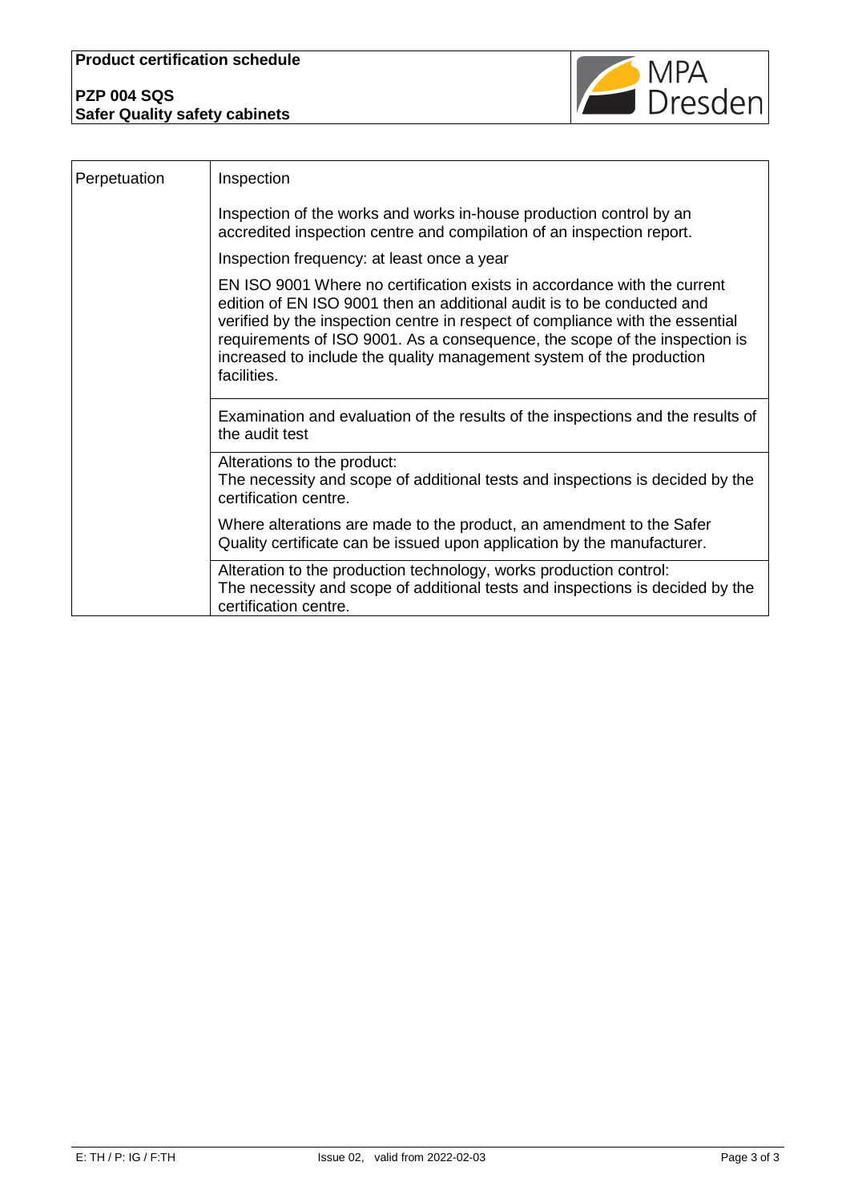| | |
|---|---|
| Perpetuation | Inspection<br><br>Inspection of the works and works in-house production control by an accredited inspection centre and compilation of an inspection report.<br><br>Inspection frequency: at least once a year<br><br>EN ISO 9001 Where no certification exists in accordance with the current edition of EN ISO 9001 then an additional audit is to be conducted and verified by the inspection centre in respect of compliance with the essential requirements of ISO 9001. As a consequence, the scope of the inspection is increased to include the quality management system of the production facilities. |
| | Examination and evaluation of the results of the inspections and the results of the audit test |
| | Alterations to the product:<br>The necessity and scope of additional tests and inspections is decided by the certification centre.<br><br>Where alterations are made to the product, an amendment to the Safer Quality certificate can be issued upon application by the manufacturer. |
| | Alteration to the production technology, works production control:<br>The necessity and scope of additional tests and inspections is decided by the certification centre. |